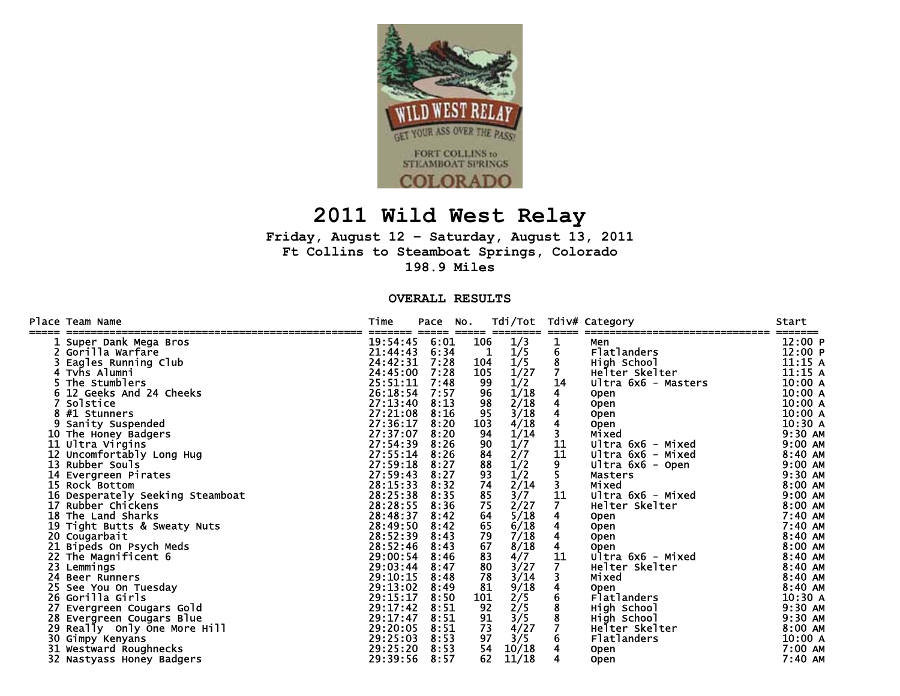# 2011 Wild West Relay

**Friday, August 12 - Saturday, August 13, 2011**
**Ft Collins to Steamboat Springs, Colorado**
**198.9 Miles**

## OVERALL RESULTS

| Place | Team Name | Time | Pace | No. | Tdi/Tot | Tdiv# | Category | Start |
|---|---|---|---|---|---|---|---|---|
| 1 | Super Dank Mega Bros | 19:54:45 | 6:01 | 106 | 1/3 | 1 | Men | 12:00 P |
| 2 | Gorilla Warfare | 21:44:43 | 6:34 | 1 | 1/5 | 6 | Flatlanders | 12:00 P |
| 3 | Eagles Running Club | 24:42:31 | 7:28 | 104 | 1/5 | 8 | High School | 11:15 A |
| 4 | Tvhs Alumni | 24:45:00 | 7:28 | 105 | 1/27 | 7 | Helter Skelter | 11:15 A |
| 5 | The Stumblers | 25:51:11 | 7:48 | 99 | 1/2 | 14 | Ultra 6x6 - Masters | 10:00 A |
| 6 | 12 Geeks And 24 Cheeks | 26:18:54 | 7:57 | 96 | 1/18 | 4 | Open | 10:00 A |
| 7 | Solstice | 27:13:40 | 8:13 | 98 | 2/18 | 4 | Open | 10:00 A |
| 8 | #1 Stunners | 27:21:08 | 8:16 | 95 | 3/18 | 4 | Open | 10:00 A |
| 9 | Sanity Suspended | 27:36:17 | 8:20 | 103 | 4/18 | 4 | Open | 10:30 A |
| 10 | The Honey Badgers | 27:37:07 | 8:20 | 94 | 1/14 | 3 | Mixed | 9:30 AM |
| 11 | Ultra Virgins | 27:54:39 | 8:26 | 90 | 1/7 | 11 | Ultra 6x6 - Mixed | 9:00 AM |
| 12 | Uncomfortably Long Hug | 27:55:14 | 8:26 | 84 | 2/7 | 11 | Ultra 6x6 - Mixed | 8:40 AM |
| 13 | Rubber Souls | 27:59:18 | 8:27 | 88 | 1/2 | 9 | Ultra 6x6 - Open | 9:00 AM |
| 14 | Evergreen Pirates | 27:59:43 | 8:27 | 93 | 1/2 | 5 | Masters | 9:30 AM |
| 15 | Rock Bottom | 28:15:33 | 8:32 | 74 | 2/14 | 3 | Mixed | 8:00 AM |
| 16 | Desperately Seeking Steamboat | 28:25:38 | 8:35 | 85 | 3/7 | 11 | Ultra 6x6 - Mixed | 9:00 AM |
| 17 | Rubber Chickens | 28:28:55 | 8:36 | 75 | 2/27 | 7 | Helter Skelter | 8:00 AM |
| 18 | The Land Sharks | 28:48:37 | 8:42 | 64 | 5/18 | 4 | Open | 7:40 AM |
| 19 | Tight Butts & Sweaty Nuts | 28:49:50 | 8:42 | 65 | 6/18 | 4 | Open | 7:40 AM |
| 20 | Cougarbait | 28:52:39 | 8:43 | 79 | 7/18 | 4 | Open | 8:40 AM |
| 21 | Bipeds On Psych Meds | 28:52:46 | 8:43 | 67 | 8/18 | 4 | Open | 8:00 AM |
| 22 | The Magnificent 6 | 29:00:54 | 8:46 | 83 | 4/7 | 11 | Ultra 6x6 - Mixed | 8:40 AM |
| 23 | Lemmings | 29:03:44 | 8:47 | 80 | 3/27 | 7 | Helter Skelter | 8:40 AM |
| 24 | Beer Runners | 29:10:15 | 8:48 | 78 | 3/14 | 3 | Mixed | 8:40 AM |
| 25 | See You On Tuesday | 29:13:02 | 8:49 | 81 | 9/18 | 4 | Open | 8:40 AM |
| 26 | Gorilla Girls | 29:15:17 | 8:50 | 101 | 2/5 | 6 | Flatlanders | 10:30 A |
| 27 | Evergreen Cougars Gold | 29:17:42 | 8:51 | 92 | 2/5 | 8 | High School | 9:30 AM |
| 28 | Evergreen Cougars Blue | 29:17:47 | 8:51 | 91 | 3/5 | 8 | High School | 9:30 AM |
| 29 | Really Only One More Hill | 29:20:05 | 8:51 | 73 | 4/27 | 7 | Helter Skelter | 8:00 AM |
| 30 | Gimpy Kenyans | 29:25:03 | 8:53 | 97 | 3/5 | 6 | Flatlanders | 10:00 A |
| 31 | Westward Roughnecks | 29:25:20 | 8:53 | 54 | 10/18 | 4 | Open | 7:00 AM |
| 32 | Nastyass Honey Badgers | 29:39:56 | 8:57 | 62 | 11/18 | 4 | Open | 7:40 AM |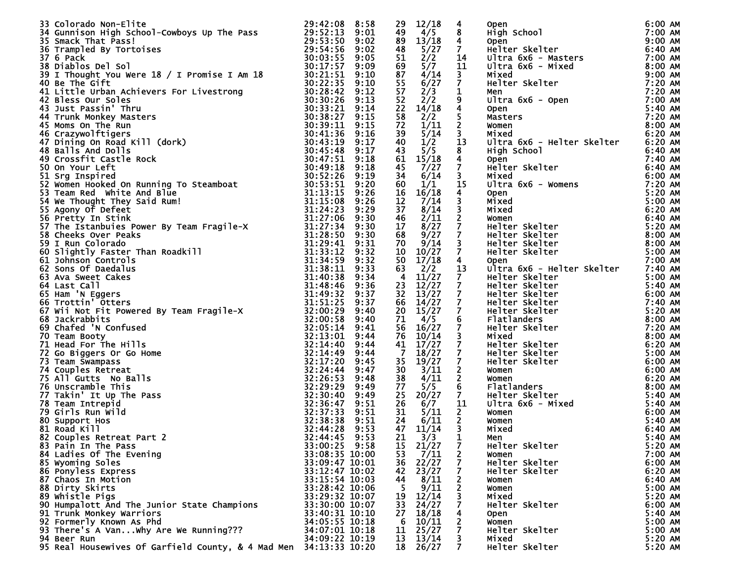| | | | | | | | | |
|---|---|---|---|---|---|---|---|---|
| 33 | Colorado Non-Elite | 29:42:08 | 8:58 | 29 | 12/18 | 4 | Open | 6:00 AM |
| 34 | Gunnison High School-Cowboys Up The Pass | 29:52:13 | 9:01 | 49 | 4/5 | 8 | High School | 7:00 AM |
| 35 | Smack That Pass! | 29:53:50 | 9:02 | 89 | 13/18 | 4 | Open | 9:00 AM |
| 36 | Trampled By Tortoises | 29:54:56 | 9:02 | 48 | 5/27 | 7 | Helter Skelter | 6:40 AM |
| 37 | 6 Pack | 30:03:55 | 9:05 | 51 | 2/2 | 14 | Ultra 6x6 - Masters | 7:00 AM |
| 38 | Diablos Del Sol | 30:17:57 | 9:09 | 69 | 5/7 | 11 | Ultra 6x6 - Mixed | 8:00 AM |
| 39 | I Thought You Were 18 / I Promise I Am 18 | 30:21:51 | 9:10 | 87 | 4/14 | 3 | Mixed | 9:00 AM |
| 40 | Be The Gift | 30:22:35 | 9:10 | 55 | 6/27 | 7 | Helter Skelter | 7:20 AM |
| 41 | Little Urban Achievers For Livestrong | 30:28:42 | 9:12 | 57 | 2/3 | 1 | Men | 7:20 AM |
| 42 | Bless Our Soles | 30:30:26 | 9:13 | 52 | 2/2 | 9 | Ultra 6x6 - Open | 7:00 AM |
| 43 | Just Passin' Thru | 30:33:21 | 9:14 | 22 | 14/18 | 4 | Open | 5:40 AM |
| 44 | Trunk Monkey Masters | 30:38:27 | 9:15 | 58 | 2/2 | 5 | Masters | 7:20 AM |
| 45 | Moms On The Run | 30:39:11 | 9:15 | 72 | 1/11 | 2 | Women | 8:00 AM |
| 46 | Crazywolftigers | 30:41:36 | 9:16 | 39 | 5/14 | 3 | Mixed | 6:20 AM |
| 47 | Dining On Road Kill (dork) | 30:43:19 | 9:17 | 40 | 1/2 | 13 | Ultra 6x6 - Helter Skelter | 6:20 AM |
| 48 | Balls And Dolls | 30:45:48 | 9:17 | 43 | 5/5 | 8 | High School | 6:40 AM |
| 49 | Crossfit Castle Rock | 30:47:51 | 9:18 | 61 | 15/18 | 4 | Open | 7:40 AM |
| 50 | On Your Left | 30:49:18 | 9:18 | 45 | 7/27 | 7 | Helter Skelter | 6:40 AM |
| 51 | Srg Inspired | 30:52:26 | 9:19 | 34 | 6/14 | 3 | Mixed | 6:00 AM |
| 52 | Women Hooked On Running To Steamboat | 30:53:51 | 9:20 | 60 | 1/1 | 15 | Ultra 6x6 - Womens | 7:20 AM |
| 53 | Team Red White And Blue | 31:13:15 | 9:26 | 16 | 16/18 | 4 | Open | 5:20 AM |
| 54 | We Thought They Said Rum! | 31:15:08 | 9:26 | 12 | 7/14 | 3 | Mixed | 5:00 AM |
| 55 | Agony Of Defeet | 31:24:23 | 9:29 | 37 | 8/14 | 3 | Mixed | 6:20 AM |
| 56 | Pretty In Stink | 31:27:06 | 9:30 | 46 | 2/11 | 2 | Women | 6:40 AM |
| 57 | The Istanbuies Power By Team Fragile-X | 31:27:34 | 9:30 | 17 | 8/27 | 7 | Helter Skelter | 5:20 AM |
| 58 | Cheeks Over Peaks | 31:28:50 | 9:30 | 68 | 9/27 | 7 | Helter Skelter | 8:00 AM |
| 59 | I Run Colorado | 31:29:41 | 9:31 | 70 | 9/14 | 3 | Helter Skelter | 8:00 AM |
| 60 | Slightly Faster Than Roadkill | 31:33:12 | 9:32 | 10 | 10/27 | 7 | Helter Skelter | 5:00 AM |
| 61 | Johnson Controls | 31:34:59 | 9:32 | 50 | 17/18 | 4 | Open | 7:00 AM |
| 62 | Sons Of Daedalus | 31:38:11 | 9:33 | 63 | 2/2 | 13 | Ultra 6x6 - Helter Skelter | 7:40 AM |
| 63 | Ava Sweet Cakes | 31:40:38 | 9:34 | 4 | 11/27 | 7 | Helter Skelter | 5:00 AM |
| 64 | Last Call | 31:48:46 | 9:36 | 23 | 12/27 | 7 | Helter Skelter | 5:40 AM |
| 65 | Ham 'N Eggers | 31:49:32 | 9:37 | 32 | 13/27 | 7 | Helter Skelter | 6:00 AM |
| 66 | Trottin' Otters | 31:51:25 | 9:37 | 66 | 14/27 | 7 | Helter Skelter | 7:40 AM |
| 67 | Wii Not Fit Powered By Team Fragile-X | 32:00:29 | 9:40 | 20 | 15/27 | 7 | Helter Skelter | 5:20 AM |
| 68 | Jackrabbits | 32:00:58 | 9:40 | 71 | 4/5 | 6 | Flatlanders | 8:00 AM |
| 69 | Chafed 'N Confused | 32:05:14 | 9:41 | 56 | 16/27 | 7 | Helter Skelter | 7:20 AM |
| 70 | Team Booty | 32:13:01 | 9:44 | 76 | 10/14 | 3 | Mixed | 8:00 AM |
| 71 | Head For The Hills | 32:14:40 | 9:44 | 41 | 17/27 | 7 | Helter Skelter | 6:20 AM |
| 72 | Go Biggers Or Go Home | 32:14:49 | 9:44 | 7 | 18/27 | 7 | Helter Skelter | 5:00 AM |
| 73 | Team Swampass | 32:17:20 | 9:45 | 35 | 19/27 | 7 | Helter Skelter | 6:00 AM |
| 74 | Couples Retreat | 32:24:44 | 9:47 | 30 | 3/11 | 2 | Women | 6:00 AM |
| 75 | All Gutts No Balls | 32:26:53 | 9:48 | 38 | 4/11 | 2 | Women | 6:20 AM |
| 76 | Unscramble This | 32:29:29 | 9:49 | 77 | 5/5 | 6 | Flatlanders | 8:00 AM |
| 77 | Takin' It Up The Pass | 32:30:40 | 9:49 | 25 | 20/27 | 7 | Helter Skelter | 5:40 AM |
| 78 | Team Intrepid | 32:36:47 | 9:51 | 26 | 6/7 | 11 | Ultra 6x6 - Mixed | 5:40 AM |
| 79 | Girls Run Wild | 32:37:33 | 9:51 | 31 | 5/11 | 2 | Women | 6:00 AM |
| 80 | Support Hos | 32:38:38 | 9:51 | 24 | 6/11 | 2 | Women | 5:40 AM |
| 81 | Road Kill | 32:44:28 | 9:53 | 47 | 11/14 | 3 | Mixed | 6:40 AM |
| 82 | Couples Retreat Part 2 | 32:44:45 | 9:53 | 21 | 3/3 | 1 | Men | 5:40 AM |
| 83 | Pain In The Pass | 33:00:25 | 9:58 | 15 | 21/27 | 7 | Helter Skelter | 5:20 AM |
| 84 | Ladies Of The Evening | 33:08:35 | 10:00 | 53 | 7/11 | 2 | Women | 7:00 AM |
| 85 | Wyoming Soles | 33:09:47 | 10:01 | 36 | 22/27 | 7 | Helter Skelter | 6:00 AM |
| 86 | Ponyless Express | 33:12:47 | 10:02 | 42 | 23/27 | 7 | Helter Skelter | 6:20 AM |
| 87 | Chaos In Motion | 33:15:54 | 10:03 | 44 | 8/11 | 2 | Women | 6:40 AM |
| 88 | Dirty Skirts | 33:28:42 | 10:06 | 5 | 9/11 | 2 | Women | 5:00 AM |
| 89 | Whistle Pigs | 33:29:32 | 10:07 | 19 | 12/14 | 3 | Mixed | 5:20 AM |
| 90 | Humpalott And The Junior State Champions | 33:30:00 | 10:07 | 33 | 24/27 | 7 | Helter Skelter | 6:00 AM |
| 91 | Trunk Monkey Warriors | 33:40:31 | 10:10 | 27 | 18/18 | 4 | Open | 5:40 AM |
| 92 | Formerly Known As Phd | 34:05:55 | 10:18 | 6 | 10/11 | 2 | Women | 5:00 AM |
| 93 | There's A Van...Why Are We Running??? | 34:07:01 | 10:18 | 11 | 25/27 | 7 | Helter Skelter | 5:00 AM |
| 94 | Beer Run | 34:09:22 | 10:19 | 13 | 13/14 | 3 | Mixed | 5:20 AM |
| 95 | Real Housewives Of Garfield County, & 4 Mad Men | 34:13:33 | 10:20 | 18 | 26/27 | 7 | Helter Skelter | 5:20 AM |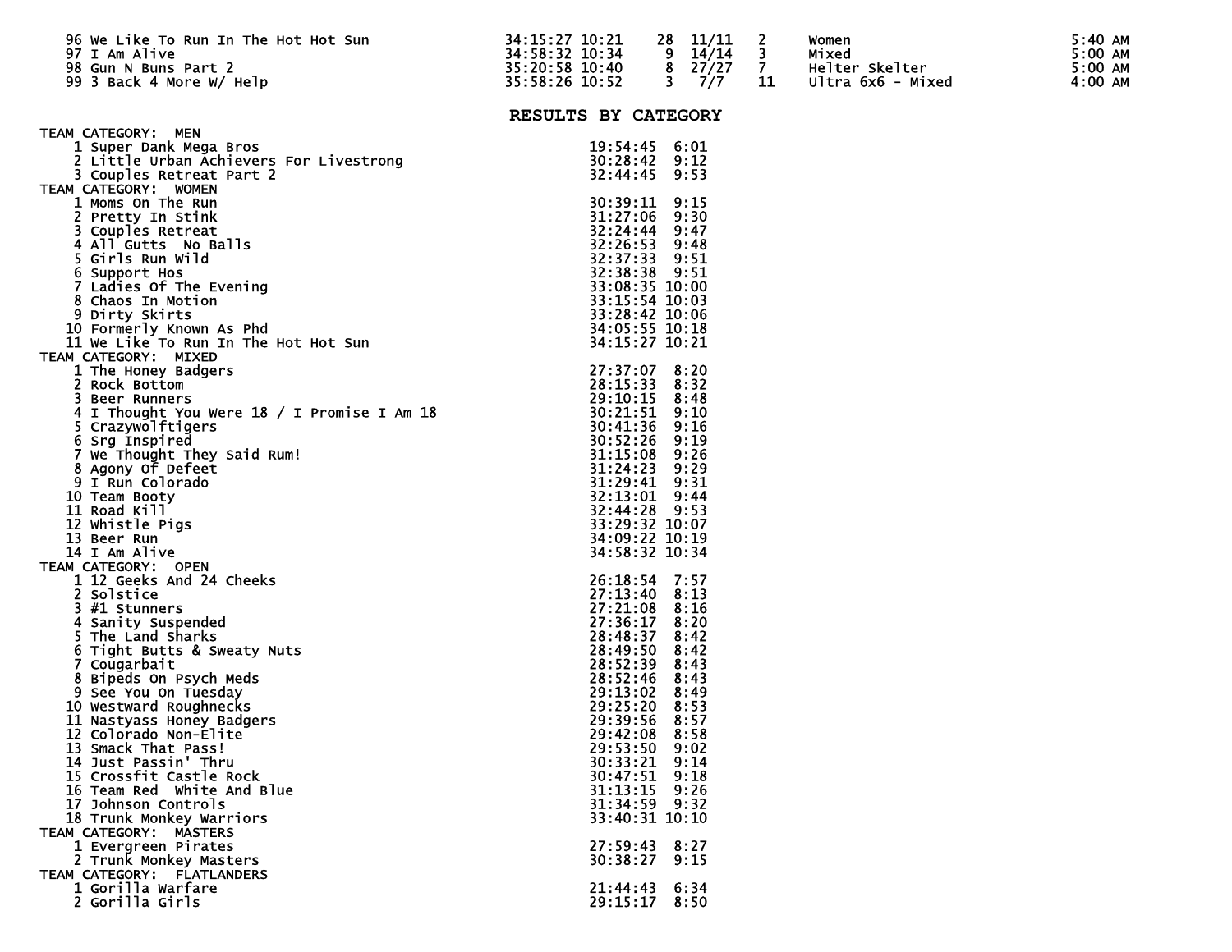| | | | | | | | |
|---|---|---|---|---|---|---|---|
| 96 | We Like To Run In The Hot Hot Sun | 34:15:27 | 10:21 | 28 | 11/11 | 2 | Women | 5:40 AM |
| 97 | I Am Alive | 34:58:32 | 10:34 | 9 | 14/14 | 3 | Mixed | 5:00 AM |
| 98 | Gun N Buns Part 2 | 35:20:58 | 10:40 | 8 | 27/27 | 7 | Helter Skelter | 5:00 AM |
| 99 | 3 Back 4 More W/ Help | 35:58:26 | 10:52 | 3 | 7/7 | 11 | Ultra 6x6 - Mixed | 4:00 AM |

## RESULTS BY CATEGORY

### TEAM CATEGORY: MEN

| | | | |
|---|---|---|---|
| 1 | Super Dank Mega Bros | 19:54:45 | 6:01 |
| 2 | Little Urban Achievers For Livestrong | 30:28:42 | 9:12 |
| 3 | Couples Retreat Part 2 | 32:44:45 | 9:53 |

### TEAM CATEGORY: WOMEN

| | | | |
|---|---|---|---|
| 1 | Moms On The Run | 30:39:11 | 9:15 |
| 2 | Pretty In Stink | 31:27:06 | 9:30 |
| 3 | Couples Retreat | 32:24:44 | 9:47 |
| 4 | All Gutts No Balls | 32:26:53 | 9:48 |
| 5 | Girls Run Wild | 32:37:33 | 9:51 |
| 6 | Support Hos | 32:38:38 | 9:51 |
| 7 | Ladies Of The Evening | 33:08:35 | 10:00 |
| 8 | Chaos In Motion | 33:15:54 | 10:03 |
| 9 | Dirty Skirts | 33:28:42 | 10:06 |
| 10 | Formerly Known As Phd | 34:05:55 | 10:18 |
| 11 | We Like To Run In The Hot Hot Sun | 34:15:27 | 10:21 |

### TEAM CATEGORY: MIXED

| | | | |
|---|---|---|---|
| 1 | The Honey Badgers | 27:37:07 | 8:20 |
| 2 | Rock Bottom | 28:15:33 | 8:32 |
| 3 | Beer Runners | 29:10:15 | 8:48 |
| 4 | I Thought You Were 18 / I Promise I Am 18 | 30:21:51 | 9:10 |
| 5 | Crazywolftigers | 30:41:36 | 9:16 |
| 6 | Srg Inspired | 30:52:26 | 9:19 |
| 7 | We Thought They Said Rum! | 31:15:08 | 9:26 |
| 8 | Agony Of Defeet | 31:24:23 | 9:29 |
| 9 | I Run Colorado | 31:29:41 | 9:31 |
| 10 | Team Booty | 32:13:01 | 9:44 |
| 11 | Road Kill | 32:44:28 | 9:53 |
| 12 | Whistle Pigs | 33:29:32 | 10:07 |
| 13 | Beer Run | 34:09:22 | 10:19 |
| 14 | I Am Alive | 34:58:32 | 10:34 |

### TEAM CATEGORY: OPEN

| | | | |
|---|---|---|---|
| 1 | 12 Geeks And 24 Cheeks | 26:18:54 | 7:57 |
| 2 | Solstice | 27:13:40 | 8:13 |
| 3 | #1 Stunners | 27:21:08 | 8:16 |
| 4 | Sanity Suspended | 27:36:17 | 8:20 |
| 5 | The Land Sharks | 28:48:37 | 8:42 |
| 6 | Tight Butts & Sweaty Nuts | 28:49:50 | 8:42 |
| 7 | Cougarbait | 28:52:39 | 8:43 |
| 8 | Bipeds On Psych Meds | 28:52:46 | 8:43 |
| 9 | See You On Tuesday | 29:13:02 | 8:49 |
| 10 | Westward Roughnecks | 29:25:20 | 8:53 |
| 11 | Nastyass Honey Badgers | 29:39:56 | 8:57 |
| 12 | Colorado Non-Elite | 29:42:08 | 8:58 |
| 13 | Smack That Pass! | 29:53:50 | 9:02 |
| 14 | Just Passin' Thru | 30:33:21 | 9:14 |
| 15 | Crossfit Castle Rock | 30:47:51 | 9:18 |
| 16 | Team Red White And Blue | 31:13:15 | 9:26 |
| 17 | Johnson Controls | 31:34:59 | 9:32 |
| 18 | Trunk Monkey Warriors | 33:40:31 | 10:10 |

### TEAM CATEGORY: MASTERS

| | | | |
|---|---|---|---|
| 1 | Evergreen Pirates | 27:59:43 | 8:27 |
| 2 | Trunk Monkey Masters | 30:38:27 | 9:15 |

### TEAM CATEGORY: FLATLANDERS

| | | | |
|---|---|---|---|
| 1 | Gorilla Warfare | 21:44:43 | 6:34 |
| 2 | Gorilla Girls | 29:15:17 | 8:50 |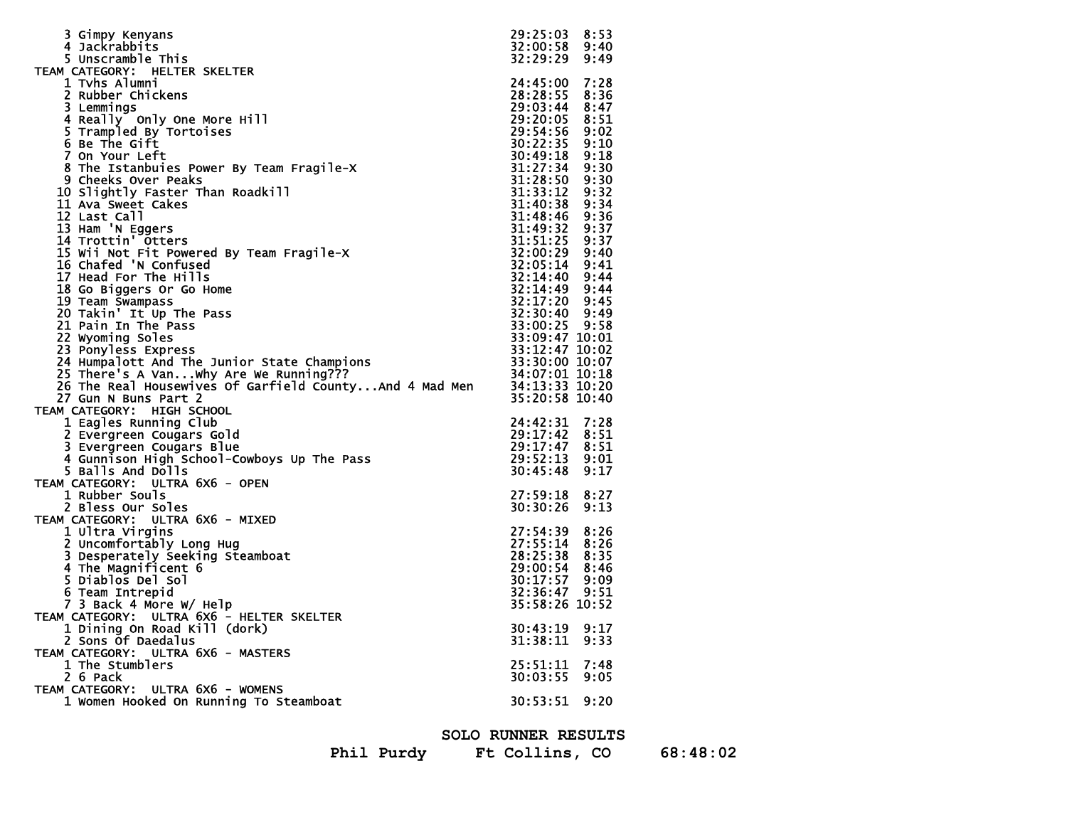| | | | |
|---|---|---|---|
| 3 | Gimpy Kenyans | 29:25:03 | 8:53 |
| 4 | Jackrabbits | 32:00:58 | 9:40 |
| 5 | Unscramble This | 32:29:29 | 9:49 |

TEAM CATEGORY: HELTER SKELTER

| | | | |
|---|---|---|---|
| 1 | Tvhs Alumni | 24:45:00 | 7:28 |
| 2 | Rubber Chickens | 28:28:55 | 8:36 |
| 3 | Lemmings | 29:03:44 | 8:47 |
| 4 | Really Only One More Hill | 29:20:05 | 8:51 |
| 5 | Trampled By Tortoises | 29:54:56 | 9:02 |
| 6 | Be The Gift | 30:22:35 | 9:10 |
| 7 | On Your Left | 30:49:18 | 9:18 |
| 8 | The Istanbuies Power By Team Fragile-X | 31:27:34 | 9:30 |
| 9 | Cheeks Over Peaks | 31:28:50 | 9:30 |
| 10 | Slightly Faster Than Roadkill | 31:33:12 | 9:32 |
| 11 | Ava Sweet Cakes | 31:40:38 | 9:34 |
| 12 | Last Call | 31:48:46 | 9:36 |
| 13 | Ham 'N Eggers | 31:49:32 | 9:37 |
| 14 | Trottin' Otters | 31:51:25 | 9:37 |
| 15 | Wii Not Fit Powered By Team Fragile-X | 32:00:29 | 9:40 |
| 16 | Chafed 'N Confused | 32:05:14 | 9:41 |
| 17 | Head For The Hills | 32:14:40 | 9:44 |
| 18 | Go Biggers Or Go Home | 32:14:49 | 9:44 |
| 19 | Team Swampass | 32:17:20 | 9:45 |
| 20 | Takin' It Up The Pass | 32:30:40 | 9:49 |
| 21 | Pain In The Pass | 33:00:25 | 9:58 |
| 22 | Wyoming Soles | 33:09:47 | 10:01 |
| 23 | Ponyless Express | 33:12:47 | 10:02 |
| 24 | Humpalott And The Junior State Champions | 33:30:00 | 10:07 |
| 25 | There's A Van...Why Are We Running??? | 34:07:01 | 10:18 |
| 26 | The Real Housewives Of Garfield County...And 4 Mad Men | 34:13:33 | 10:20 |
| 27 | Gun N Buns Part 2 | 35:20:58 | 10:40 |

TEAM CATEGORY: HIGH SCHOOL

| | | | |
|---|---|---|---|
| 1 | Eagles Running Club | 24:42:31 | 7:28 |
| 2 | Evergreen Cougars Gold | 29:17:42 | 8:51 |
| 3 | Evergreen Cougars Blue | 29:17:47 | 8:51 |
| 4 | Gunnison High School-Cowboys Up The Pass | 29:52:13 | 9:01 |
| 5 | Balls And Dolls | 30:45:48 | 9:17 |

TEAM CATEGORY: ULTRA 6X6 - OPEN

| | | | |
|---|---|---|---|
| 1 | Rubber Souls | 27:59:18 | 8:27 |
| 2 | Bless Our Soles | 30:30:26 | 9:13 |

TEAM CATEGORY: ULTRA 6X6 - MIXED

| | | | |
|---|---|---|---|
| 1 | Ultra Virgins | 27:54:39 | 8:26 |
| 2 | Uncomfortably Long Hug | 27:55:14 | 8:26 |
| 3 | Desperately Seeking Steamboat | 28:25:38 | 8:35 |
| 4 | The Magnificent 6 | 29:00:54 | 8:46 |
| 5 | Diablos Del Sol | 30:17:57 | 9:09 |
| 6 | Team Intrepid | 32:36:47 | 9:51 |
| 7 | 3 Back 4 More W/ Help | 35:58:26 | 10:52 |

TEAM CATEGORY: ULTRA 6X6 - HELTER SKELTER

| | | | |
|---|---|---|---|
| 1 | Dining On Road Kill (dork) | 30:43:19 | 9:17 |
| 2 | Sons Of Daedalus | 31:38:11 | 9:33 |

TEAM CATEGORY: ULTRA 6X6 - MASTERS

| | | | |
|---|---|---|---|
| 1 | The Stumblers | 25:51:11 | 7:48 |
| 2 | 6 Pack | 30:03:55 | 9:05 |

TEAM CATEGORY: ULTRA 6X6 - WOMENS

| | | | |
|---|---|---|---|
| 1 | Women Hooked On Running To Steamboat | 30:53:51 | 9:20 |

## SOLO RUNNER RESULTS

**Phil Purdy Ft Collins, CO 68:48:02**